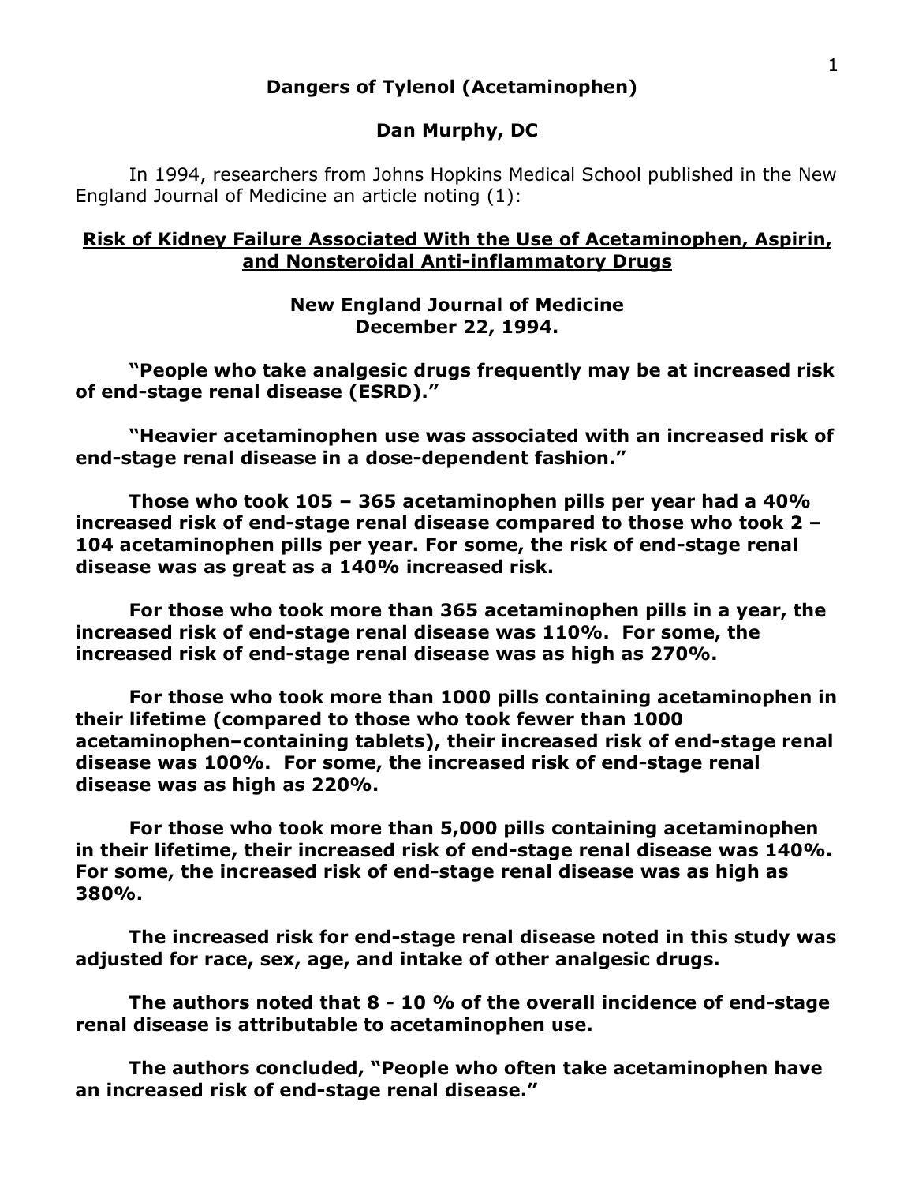# Dangers of Tylenol (Acetaminophen)

**Dan Murphy, DC**

In 1994, researchers from Johns Hopkins Medical School published in the New England Journal of Medicine an article noting (1):

**<u>Risk of Kidney Failure Associated With the Use of Acetaminophen, Aspirin, and Nonsteroidal Anti-inflammatory Drugs</u>**

**New England Journal of Medicine**
**December 22, 1994.**

**"People who take analgesic drugs frequently may be at increased risk of end-stage renal disease (ESRD)."**

**"Heavier acetaminophen use was associated with an increased risk of end-stage renal disease in a dose-dependent fashion."**

**Those who took 105 – 365 acetaminophen pills per year had a 40% increased risk of end-stage renal disease compared to those who took 2 – 104 acetaminophen pills per year. For some, the risk of end-stage renal disease was as great as a 140% increased risk.**

**For those who took more than 365 acetaminophen pills in a year, the increased risk of end-stage renal disease was 110%. For some, the increased risk of end-stage renal disease was as high as 270%.**

**For those who took more than 1000 pills containing acetaminophen in their lifetime (compared to those who took fewer than 1000 acetaminophen–containing tablets), their increased risk of end-stage renal disease was 100%. For some, the increased risk of end-stage renal disease was as high as 220%.**

**For those who took more than 5,000 pills containing acetaminophen in their lifetime, their increased risk of end-stage renal disease was 140%. For some, the increased risk of end-stage renal disease was as high as 380%.**

**The increased risk for end-stage renal disease noted in this study was adjusted for race, sex, age, and intake of other analgesic drugs.**

**The authors noted that 8 - 10 % of the overall incidence of end-stage renal disease is attributable to acetaminophen use.**

**The authors concluded, "People who often take acetaminophen have an increased risk of end-stage renal disease."**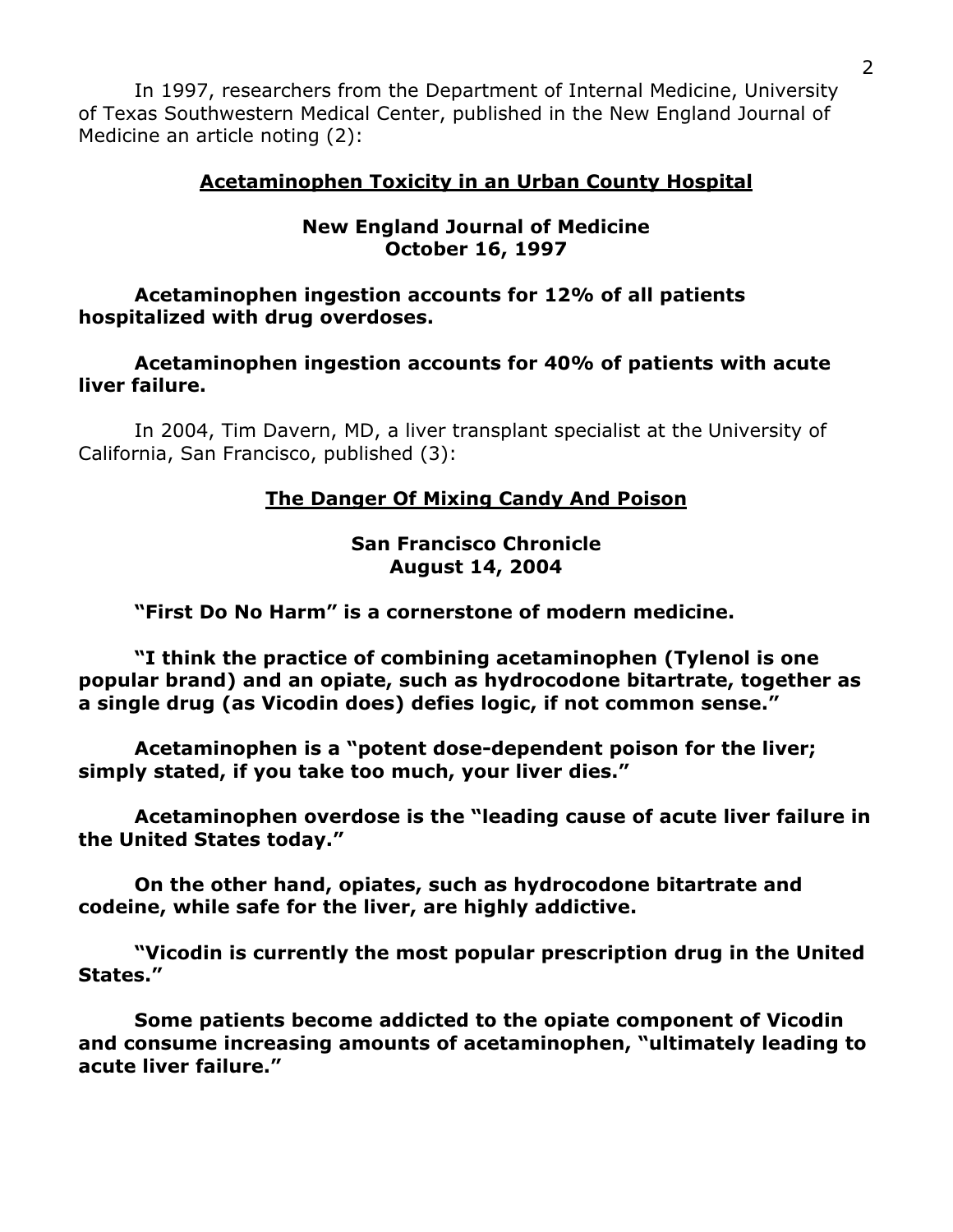In 1997, researchers from the Department of Internal Medicine, University of Texas Southwestern Medical Center, published in the New England Journal of Medicine an article noting (2):

**<u>Acetaminophen Toxicity in an Urban County Hospital</u>**

**New England Journal of Medicine**
**October 16, 1997**

**Acetaminophen ingestion accounts for 12% of all patients hospitalized with drug overdoses.**

**Acetaminophen ingestion accounts for 40% of patients with acute liver failure.**

In 2004, Tim Davern, MD, a liver transplant specialist at the University of California, San Francisco, published (3):

**<u>The Danger Of Mixing Candy And Poison</u>**

**San Francisco Chronicle**
**August 14, 2004**

**"First Do No Harm" is a cornerstone of modern medicine.**

**"I think the practice of combining acetaminophen (Tylenol is one popular brand) and an opiate, such as hydrocodone bitartrate, together as a single drug (as Vicodin does) defies logic, if not common sense."**

**Acetaminophen is a "potent dose-dependent poison for the liver; simply stated, if you take too much, your liver dies."**

**Acetaminophen overdose is the "leading cause of acute liver failure in the United States today."**

**On the other hand, opiates, such as hydrocodone bitartrate and codeine, while safe for the liver, are highly addictive.**

**"Vicodin is currently the most popular prescription drug in the United States."**

**Some patients become addicted to the opiate component of Vicodin and consume increasing amounts of acetaminophen, "ultimately leading to acute liver failure."**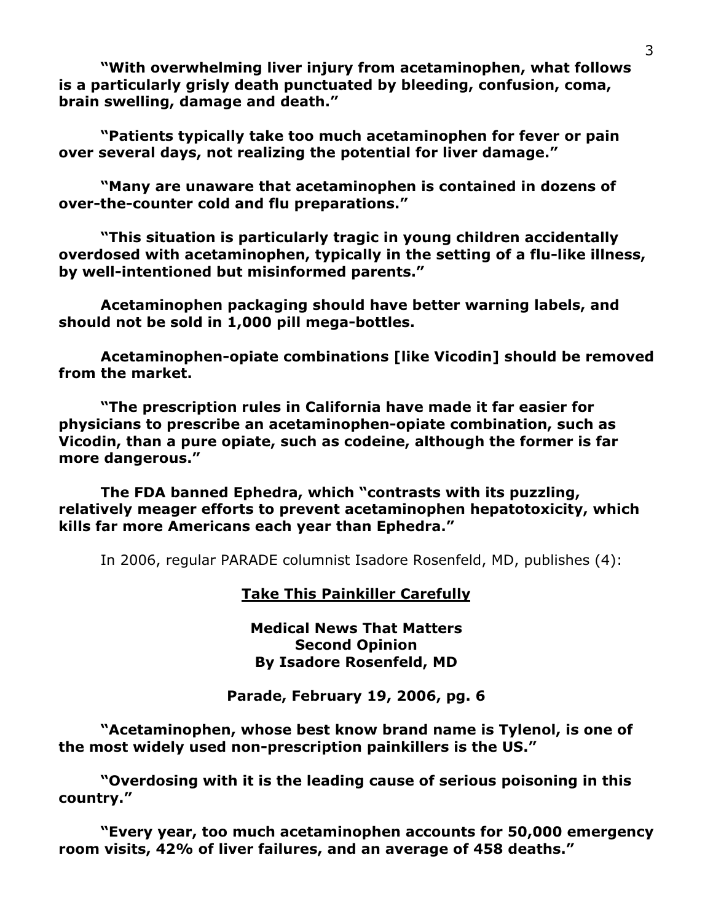**"With overwhelming liver injury from acetaminophen, what follows is a particularly grisly death punctuated by bleeding, confusion, coma, brain swelling, damage and death."**

**"Patients typically take too much acetaminophen for fever or pain over several days, not realizing the potential for liver damage."**

**"Many are unaware that acetaminophen is contained in dozens of over-the-counter cold and flu preparations."**

**"This situation is particularly tragic in young children accidentally overdosed with acetaminophen, typically in the setting of a flu-like illness, by well-intentioned but misinformed parents."**

**Acetaminophen packaging should have better warning labels, and should not be sold in 1,000 pill mega-bottles.**

**Acetaminophen-opiate combinations [like Vicodin] should be removed from the market.**

**"The prescription rules in California have made it far easier for physicians to prescribe an acetaminophen-opiate combination, such as Vicodin, than a pure opiate, such as codeine, although the former is far more dangerous."**

**The FDA banned Ephedra, which "contrasts with its puzzling, relatively meager efforts to prevent acetaminophen hepatotoxicity, which kills far more Americans each year than Ephedra."**

In 2006, regular PARADE columnist Isadore Rosenfeld, MD, publishes (4):

**<u>Take This Painkiller Carefully</u>**

**Medical News That Matters**
**Second Opinion**
**By Isadore Rosenfeld, MD**

**Parade, February 19, 2006, pg. 6**

**"Acetaminophen, whose best know brand name is Tylenol, is one of the most widely used non-prescription painkillers is the US."**

**"Overdosing with it is the leading cause of serious poisoning in this country."**

**"Every year, too much acetaminophen accounts for 50,000 emergency room visits, 42% of liver failures, and an average of 458 deaths."**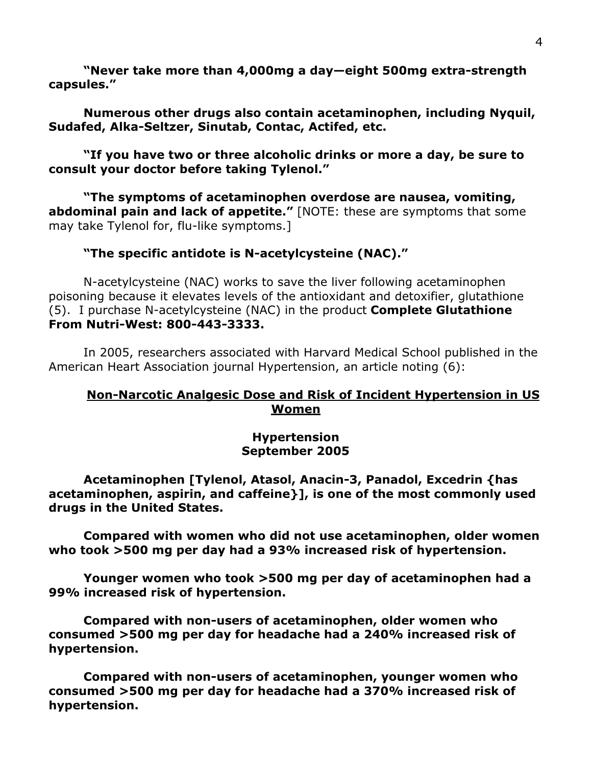**"Never take more than 4,000mg a day—eight 500mg extra-strength capsules."**

**Numerous other drugs also contain acetaminophen, including Nyquil, Sudafed, Alka-Seltzer, Sinutab, Contac, Actifed, etc.**

**"If you have two or three alcoholic drinks or more a day, be sure to consult your doctor before taking Tylenol."**

**"The symptoms of acetaminophen overdose are nausea, vomiting, abdominal pain and lack of appetite."** [NOTE: these are symptoms that some may take Tylenol for, flu-like symptoms.]

**"The specific antidote is N-acetylcysteine (NAC)."**

N-acetylcysteine (NAC) works to save the liver following acetaminophen poisoning because it elevates levels of the antioxidant and detoxifier, glutathione (5). I purchase N-acetylcysteine (NAC) in the product **Complete Glutathione From Nutri-West: 800-443-3333.**

In 2005, researchers associated with Harvard Medical School published in the American Heart Association journal Hypertension, an article noting (6):

**Non-Narcotic Analgesic Dose and Risk of Incident Hypertension in US Women**

**Hypertension**
**September 2005**

**Acetaminophen [Tylenol, Atasol, Anacin-3, Panadol, Excedrin {has acetaminophen, aspirin, and caffeine}], is one of the most commonly used drugs in the United States.**

**Compared with women who did not use acetaminophen, older women who took >500 mg per day had a 93% increased risk of hypertension.**

**Younger women who took >500 mg per day of acetaminophen had a 99% increased risk of hypertension.**

**Compared with non-users of acetaminophen, older women who consumed >500 mg per day for headache had a 240% increased risk of hypertension.**

**Compared with non-users of acetaminophen, younger women who consumed >500 mg per day for headache had a 370% increased risk of hypertension.**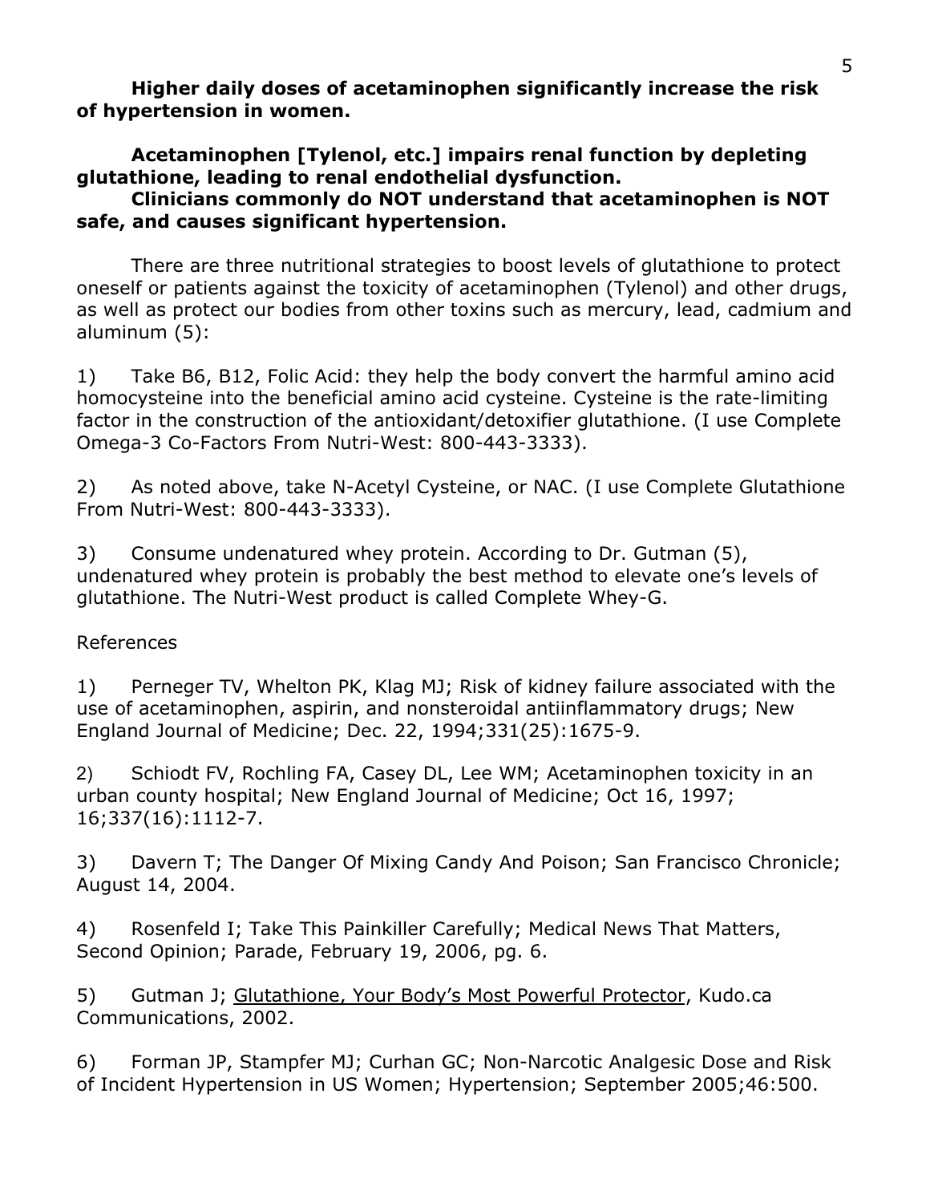**Higher daily doses of acetaminophen significantly increase the risk of hypertension in women.**

**Acetaminophen [Tylenol, etc.] impairs renal function by depleting glutathione, leading to renal endothelial dysfunction.**

**Clinicians commonly do NOT understand that acetaminophen is NOT safe, and causes significant hypertension.**

There are three nutritional strategies to boost levels of glutathione to protect oneself or patients against the toxicity of acetaminophen (Tylenol) and other drugs, as well as protect our bodies from other toxins such as mercury, lead, cadmium and aluminum (5):

1) Take B6, B12, Folic Acid: they help the body convert the harmful amino acid homocysteine into the beneficial amino acid cysteine. Cysteine is the rate-limiting factor in the construction of the antioxidant/detoxifier glutathione. (I use Complete Omega-3 Co-Factors From Nutri-West: 800-443-3333).

2) As noted above, take N-Acetyl Cysteine, or NAC. (I use Complete Glutathione From Nutri-West: 800-443-3333).

3) Consume undenatured whey protein. According to Dr. Gutman (5), undenatured whey protein is probably the best method to elevate one's levels of glutathione. The Nutri-West product is called Complete Whey-G.

References

1) Perneger TV, Whelton PK, Klag MJ; Risk of kidney failure associated with the use of acetaminophen, aspirin, and nonsteroidal antiinflammatory drugs; New England Journal of Medicine; Dec. 22, 1994;331(25):1675-9.

2) Schiodt FV, Rochling FA, Casey DL, Lee WM; Acetaminophen toxicity in an urban county hospital; New England Journal of Medicine; Oct 16, 1997; 16;337(16):1112-7.

3) Davern T; The Danger Of Mixing Candy And Poison; San Francisco Chronicle; August 14, 2004.

4) Rosenfeld I; Take This Painkiller Carefully; Medical News That Matters, Second Opinion; Parade, February 19, 2006, pg. 6.

5) Gutman J; Glutathione, Your Body's Most Powerful Protector, Kudo.ca Communications, 2002.

6) Forman JP, Stampfer MJ; Curhan GC; Non-Narcotic Analgesic Dose and Risk of Incident Hypertension in US Women; Hypertension; September 2005;46:500.